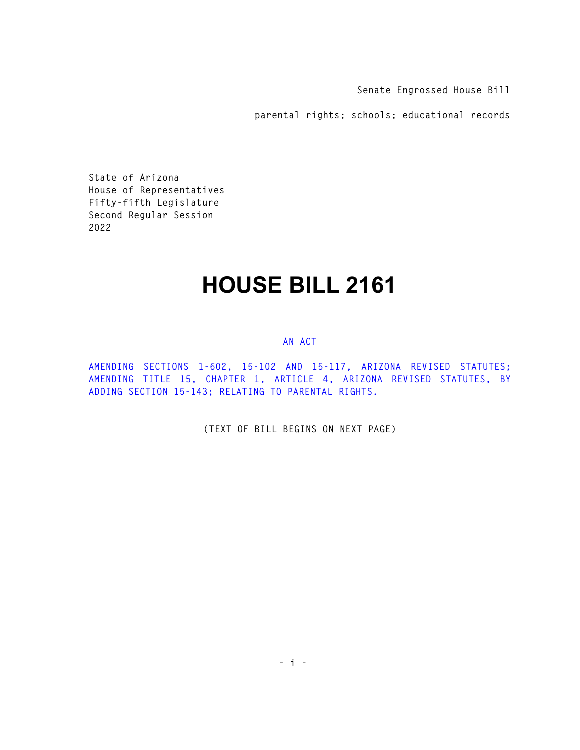Senate Engrossed House Bill

parental rights; schools; educational records

State of Arizona
House of Representatives
Fifty-fifth Legislature
Second Regular Session
2022

# HOUSE BILL 2161

AN ACT

AMENDING SECTIONS 1-602, 15-102 AND 15-117, ARIZONA REVISED STATUTES; AMENDING TITLE 15, CHAPTER 1, ARTICLE 4, ARIZONA REVISED STATUTES, BY ADDING SECTION 15-143; RELATING TO PARENTAL RIGHTS.

(TEXT OF BILL BEGINS ON NEXT PAGE)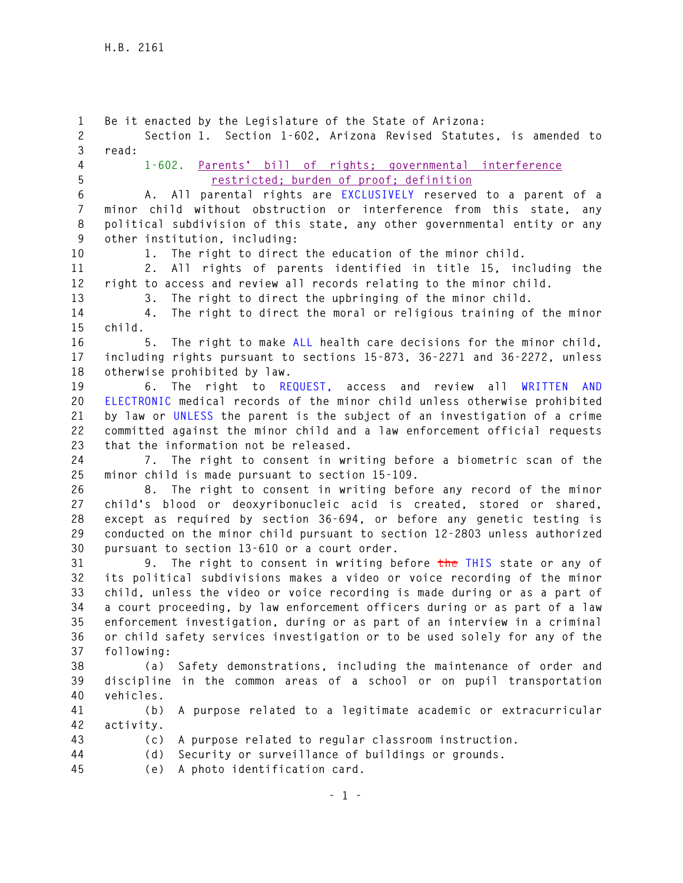Be it enacted by the Legislature of the State of Arizona:

Section 1. Section 1-602, Arizona Revised Statutes, is amended to read:

1-602. Parents' bill of rights; governmental interference restricted; burden of proof; definition

A. All parental rights are EXCLUSIVELY reserved to a parent of a minor child without obstruction or interference from this state, any political subdivision of this state, any other governmental entity or any other institution, including:

1. The right to direct the education of the minor child.

2. All rights of parents identified in title 15, including the right to access and review all records relating to the minor child.

3. The right to direct the upbringing of the minor child.

4. The right to direct the moral or religious training of the minor child.

5. The right to make ALL health care decisions for the minor child, including rights pursuant to sections 15-873, 36-2271 and 36-2272, unless otherwise prohibited by law.

6. The right to REQUEST, access and review all WRITTEN AND ELECTRONIC medical records of the minor child unless otherwise prohibited by law or UNLESS the parent is the subject of an investigation of a crime committed against the minor child and a law enforcement official requests that the information not be released.

7. The right to consent in writing before a biometric scan of the minor child is made pursuant to section 15-109.

8. The right to consent in writing before any record of the minor child's blood or deoxyribonucleic acid is created, stored or shared, except as required by section 36-694, or before any genetic testing is conducted on the minor child pursuant to section 12-2803 unless authorized pursuant to section 13-610 or a court order.

9. The right to consent in writing before ~~the~~ THIS state or any of its political subdivisions makes a video or voice recording of the minor child, unless the video or voice recording is made during or as a part of a court proceeding, by law enforcement officers during or as part of a law enforcement investigation, during or as part of an interview in a criminal or child safety services investigation or to be used solely for any of the following:

(a) Safety demonstrations, including the maintenance of order and discipline in the common areas of a school or on pupil transportation vehicles.

(b) A purpose related to a legitimate academic or extracurricular activity.

(c) A purpose related to regular classroom instruction.

(d) Security or surveillance of buildings or grounds.

(e) A photo identification card.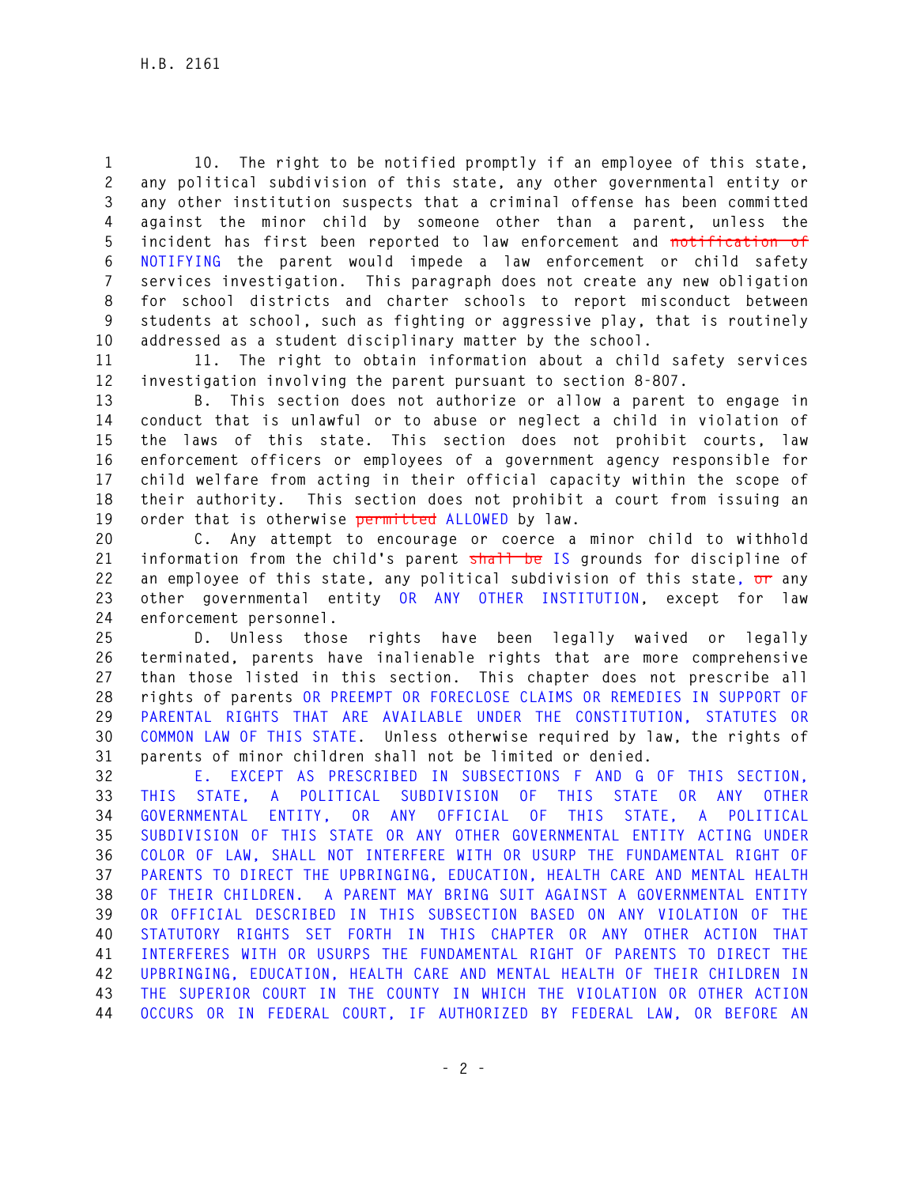10. The right to be notified promptly if an employee of this state, any political subdivision of this state, any other governmental entity or any other institution suspects that a criminal offense has been committed against the minor child by someone other than a parent, unless the incident has first been reported to law enforcement and ~~notification of~~ NOTIFYING the parent would impede a law enforcement or child safety services investigation. This paragraph does not create any new obligation for school districts and charter schools to report misconduct between students at school, such as fighting or aggressive play, that is routinely addressed as a student disciplinary matter by the school.

11. The right to obtain information about a child safety services investigation involving the parent pursuant to section 8-807.

B. This section does not authorize or allow a parent to engage in conduct that is unlawful or to abuse or neglect a child in violation of the laws of this state. This section does not prohibit courts, law enforcement officers or employees of a government agency responsible for child welfare from acting in their official capacity within the scope of their authority. This section does not prohibit a court from issuing an order that is otherwise ~~permitted~~ ALLOWED by law.

C. Any attempt to encourage or coerce a minor child to withhold information from the child's parent ~~shall be~~ IS grounds for discipline of an employee of this state, any political subdivision of this state, ~~or~~ any other governmental entity OR ANY OTHER INSTITUTION, except for law enforcement personnel.

D. Unless those rights have been legally waived or legally terminated, parents have inalienable rights that are more comprehensive than those listed in this section. This chapter does not prescribe all rights of parents OR PREEMPT OR FORECLOSE CLAIMS OR REMEDIES IN SUPPORT OF PARENTAL RIGHTS THAT ARE AVAILABLE UNDER THE CONSTITUTION, STATUTES OR COMMON LAW OF THIS STATE. Unless otherwise required by law, the rights of parents of minor children shall not be limited or denied.

E. EXCEPT AS PRESCRIBED IN SUBSECTIONS F AND G OF THIS SECTION, THIS STATE, A POLITICAL SUBDIVISION OF THIS STATE OR ANY OTHER GOVERNMENTAL ENTITY, OR ANY OFFICIAL OF THIS STATE, A POLITICAL SUBDIVISION OF THIS STATE OR ANY OTHER GOVERNMENTAL ENTITY ACTING UNDER COLOR OF LAW, SHALL NOT INTERFERE WITH OR USURP THE FUNDAMENTAL RIGHT OF PARENTS TO DIRECT THE UPBRINGING, EDUCATION, HEALTH CARE AND MENTAL HEALTH OF THEIR CHILDREN. A PARENT MAY BRING SUIT AGAINST A GOVERNMENTAL ENTITY OR OFFICIAL DESCRIBED IN THIS SUBSECTION BASED ON ANY VIOLATION OF THE STATUTORY RIGHTS SET FORTH IN THIS CHAPTER OR ANY OTHER ACTION THAT INTERFERES WITH OR USURPS THE FUNDAMENTAL RIGHT OF PARENTS TO DIRECT THE UPBRINGING, EDUCATION, HEALTH CARE AND MENTAL HEALTH OF THEIR CHILDREN IN THE SUPERIOR COURT IN THE COUNTY IN WHICH THE VIOLATION OR OTHER ACTION OCCURS OR IN FEDERAL COURT, IF AUTHORIZED BY FEDERAL LAW, OR BEFORE AN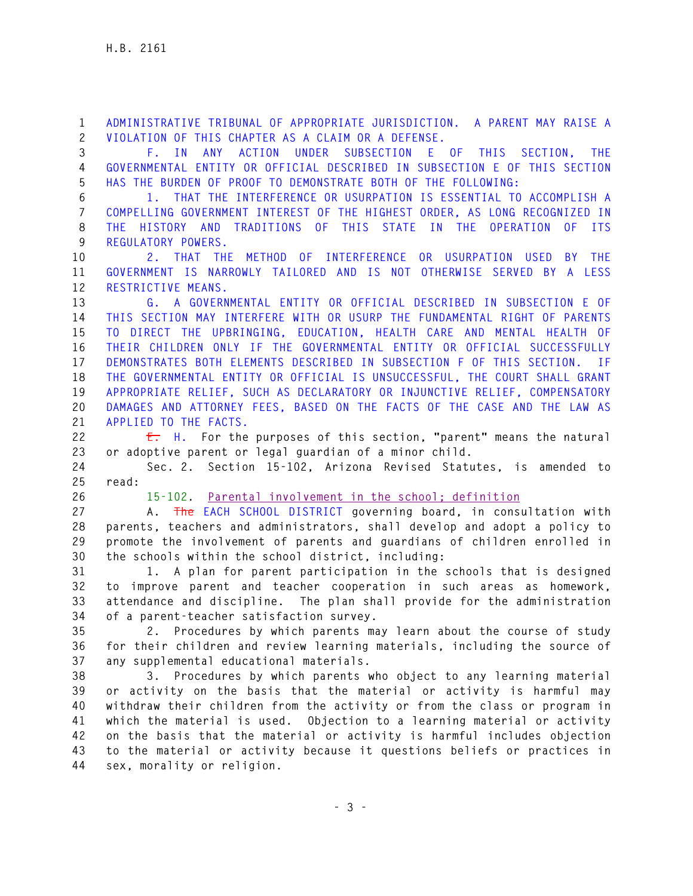ADMINISTRATIVE TRIBUNAL OF APPROPRIATE JURISDICTION. A PARENT MAY RAISE A VIOLATION OF THIS CHAPTER AS A CLAIM OR A DEFENSE.

F. IN ANY ACTION UNDER SUBSECTION E OF THIS SECTION, THE GOVERNMENTAL ENTITY OR OFFICIAL DESCRIBED IN SUBSECTION E OF THIS SECTION HAS THE BURDEN OF PROOF TO DEMONSTRATE BOTH OF THE FOLLOWING:

1. THAT THE INTERFERENCE OR USURPATION IS ESSENTIAL TO ACCOMPLISH A COMPELLING GOVERNMENT INTEREST OF THE HIGHEST ORDER, AS LONG RECOGNIZED IN THE HISTORY AND TRADITIONS OF THIS STATE IN THE OPERATION OF ITS REGULATORY POWERS.

2. THAT THE METHOD OF INTERFERENCE OR USURPATION USED BY THE GOVERNMENT IS NARROWLY TAILORED AND IS NOT OTHERWISE SERVED BY A LESS RESTRICTIVE MEANS.

G. A GOVERNMENTAL ENTITY OR OFFICIAL DESCRIBED IN SUBSECTION E OF THIS SECTION MAY INTERFERE WITH OR USURP THE FUNDAMENTAL RIGHT OF PARENTS TO DIRECT THE UPBRINGING, EDUCATION, HEALTH CARE AND MENTAL HEALTH OF THEIR CHILDREN ONLY IF THE GOVERNMENTAL ENTITY OR OFFICIAL SUCCESSFULLY DEMONSTRATES BOTH ELEMENTS DESCRIBED IN SUBSECTION F OF THIS SECTION. IF THE GOVERNMENTAL ENTITY OR OFFICIAL IS UNSUCCESSFUL, THE COURT SHALL GRANT APPROPRIATE RELIEF, SUCH AS DECLARATORY OR INJUNCTIVE RELIEF, COMPENSATORY DAMAGES AND ATTORNEY FEES, BASED ON THE FACTS OF THE CASE AND THE LAW AS APPLIED TO THE FACTS.

~~E.~~ H. For the purposes of this section, "parent" means the natural or adoptive parent or legal guardian of a minor child.

Sec. 2. Section 15-102, Arizona Revised Statutes, is amended to read:

15-102. Parental involvement in the school; definition

A. ~~The~~ EACH SCHOOL DISTRICT governing board, in consultation with parents, teachers and administrators, shall develop and adopt a policy to promote the involvement of parents and guardians of children enrolled in the schools within the school district, including:

1. A plan for parent participation in the schools that is designed to improve parent and teacher cooperation in such areas as homework, attendance and discipline. The plan shall provide for the administration of a parent-teacher satisfaction survey.

2. Procedures by which parents may learn about the course of study for their children and review learning materials, including the source of any supplemental educational materials.

3. Procedures by which parents who object to any learning material or activity on the basis that the material or activity is harmful may withdraw their children from the activity or from the class or program in which the material is used. Objection to a learning material or activity on the basis that the material or activity is harmful includes objection to the material or activity because it questions beliefs or practices in sex, morality or religion.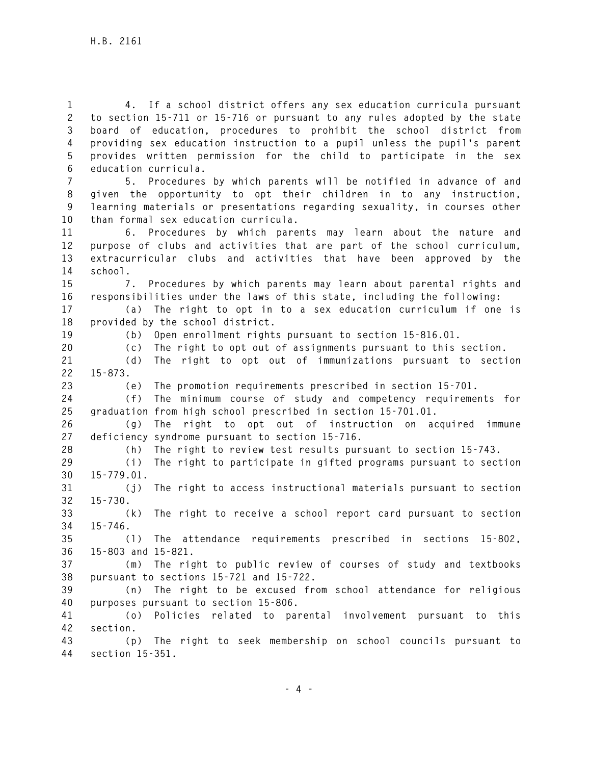4. If a school district offers any sex education curricula pursuant to section 15-711 or 15-716 or pursuant to any rules adopted by the state board of education, procedures to prohibit the school district from providing sex education instruction to a pupil unless the pupil's parent provides written permission for the child to participate in the sex education curricula.

5. Procedures by which parents will be notified in advance of and given the opportunity to opt their children in to any instruction, learning materials or presentations regarding sexuality, in courses other than formal sex education curricula.

6. Procedures by which parents may learn about the nature and purpose of clubs and activities that are part of the school curriculum, extracurricular clubs and activities that have been approved by the school.

7. Procedures by which parents may learn about parental rights and responsibilities under the laws of this state, including the following:

(a) The right to opt in to a sex education curriculum if one is provided by the school district.

(b) Open enrollment rights pursuant to section 15-816.01.

(c) The right to opt out of assignments pursuant to this section.

(d) The right to opt out of immunizations pursuant to section 15-873.

(e) The promotion requirements prescribed in section 15-701.

(f) The minimum course of study and competency requirements for graduation from high school prescribed in section 15-701.01.

(g) The right to opt out of instruction on acquired immune deficiency syndrome pursuant to section 15-716.

(h) The right to review test results pursuant to section 15-743.

(i) The right to participate in gifted programs pursuant to section 15-779.01.

(j) The right to access instructional materials pursuant to section 15-730.

(k) The right to receive a school report card pursuant to section 15-746.

(l) The attendance requirements prescribed in sections 15-802, 15-803 and 15-821.

(m) The right to public review of courses of study and textbooks pursuant to sections 15-721 and 15-722.

(n) The right to be excused from school attendance for religious purposes pursuant to section 15-806.

(o) Policies related to parental involvement pursuant to this section.

(p) The right to seek membership on school councils pursuant to section 15-351.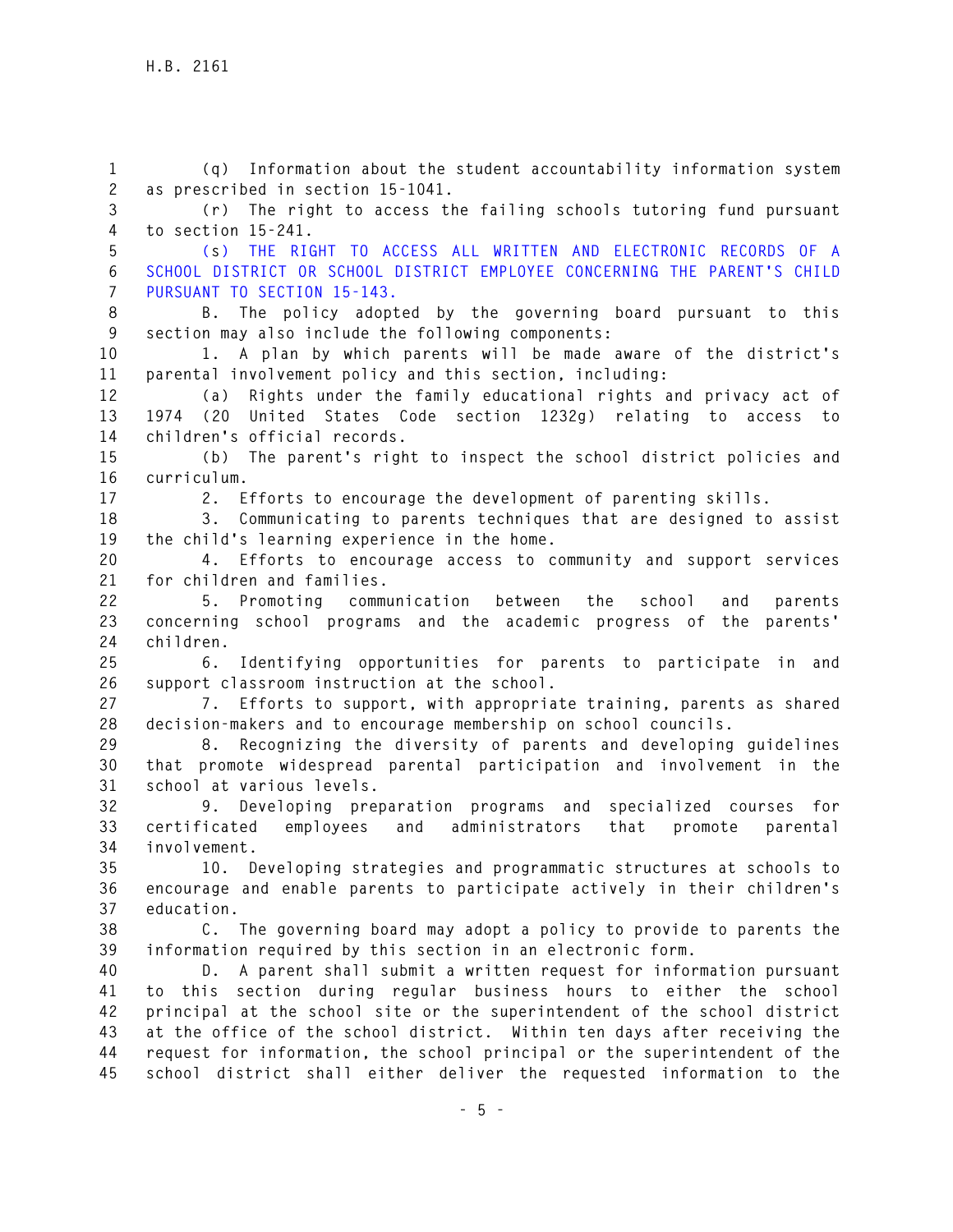(q) Information about the student accountability information system as prescribed in section 15-1041.

(r) The right to access the failing schools tutoring fund pursuant to section 15-241.

(s) THE RIGHT TO ACCESS ALL WRITTEN AND ELECTRONIC RECORDS OF A SCHOOL DISTRICT OR SCHOOL DISTRICT EMPLOYEE CONCERNING THE PARENT'S CHILD PURSUANT TO SECTION 15-143.

B. The policy adopted by the governing board pursuant to this section may also include the following components:

1. A plan by which parents will be made aware of the district's parental involvement policy and this section, including:

(a) Rights under the family educational rights and privacy act of 1974 (20 United States Code section 1232g) relating to access to children's official records.

(b) The parent's right to inspect the school district policies and curriculum.

2. Efforts to encourage the development of parenting skills.

3. Communicating to parents techniques that are designed to assist the child's learning experience in the home.

4. Efforts to encourage access to community and support services for children and families.

5. Promoting communication between the school and parents concerning school programs and the academic progress of the parents' children.

6. Identifying opportunities for parents to participate in and support classroom instruction at the school.

7. Efforts to support, with appropriate training, parents as shared decision-makers and to encourage membership on school councils.

8. Recognizing the diversity of parents and developing guidelines that promote widespread parental participation and involvement in the school at various levels.

9. Developing preparation programs and specialized courses for certificated employees and administrators that promote parental involvement.

10. Developing strategies and programmatic structures at schools to encourage and enable parents to participate actively in their children's education.

C. The governing board may adopt a policy to provide to parents the information required by this section in an electronic form.

D. A parent shall submit a written request for information pursuant to this section during regular business hours to either the school principal at the school site or the superintendent of the school district at the office of the school district. Within ten days after receiving the request for information, the school principal or the superintendent of the school district shall either deliver the requested information to the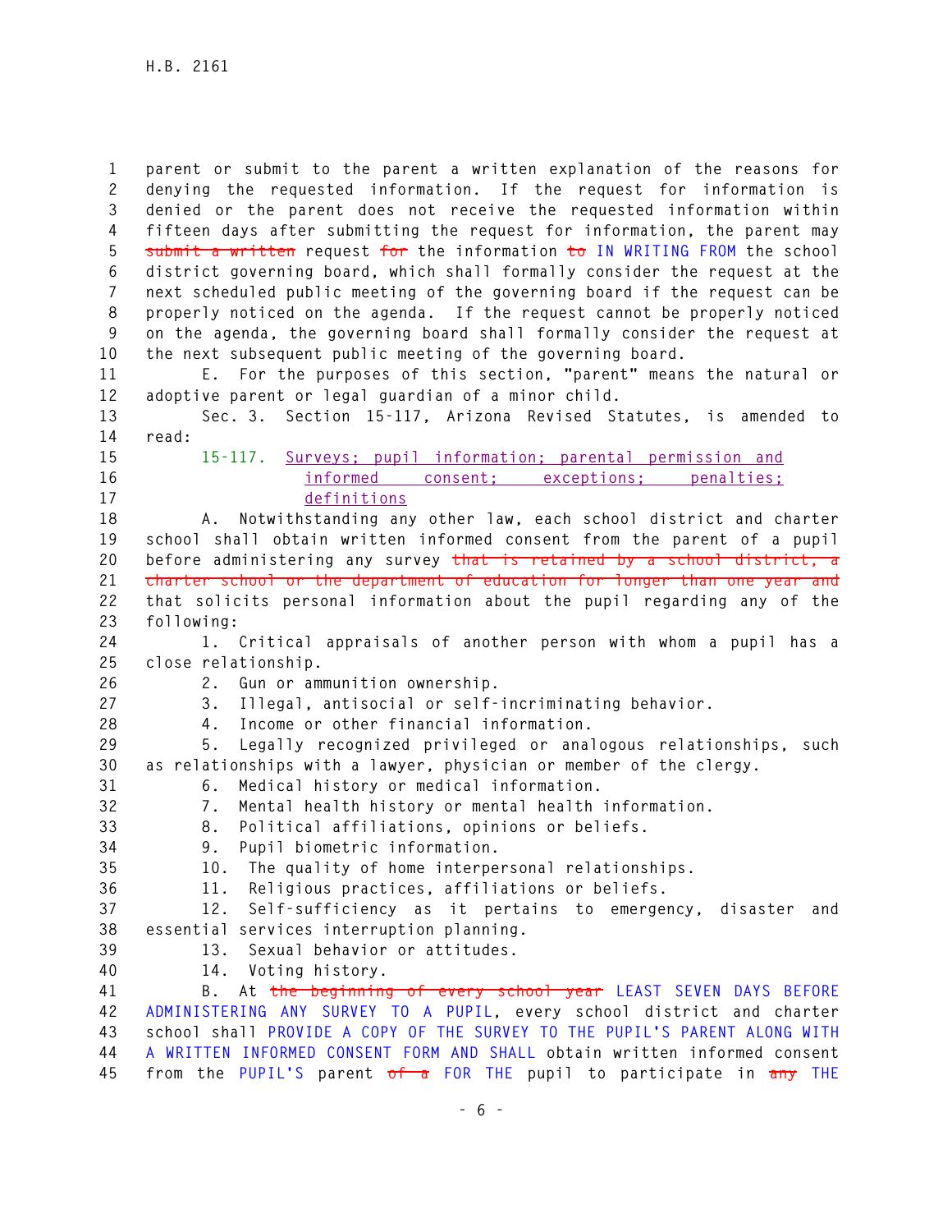parent or submit to the parent a written explanation of the reasons for denying the requested information. If the request for information is denied or the parent does not receive the requested information within fifteen days after submitting the request for information, the parent may ~~submit a written~~ request ~~for~~ the information ~~to~~ IN WRITING FROM the school district governing board, which shall formally consider the request at the next scheduled public meeting of the governing board if the request can be properly noticed on the agenda. If the request cannot be properly noticed on the agenda, the governing board shall formally consider the request at the next subsequent public meeting of the governing board.

E. For the purposes of this section, "parent" means the natural or adoptive parent or legal guardian of a minor child.

Sec. 3. Section 15-117, Arizona Revised Statutes, is amended to read:

15-117. Surveys; pupil information; parental permission and informed consent; exceptions; penalties; definitions

A. Notwithstanding any other law, each school district and charter school shall obtain written informed consent from the parent of a pupil before administering any survey ~~that is retained by a school district, a charter school or the department of education for longer than one year and~~ that solicits personal information about the pupil regarding any of the following:

1. Critical appraisals of another person with whom a pupil has a close relationship.

2. Gun or ammunition ownership.

3. Illegal, antisocial or self-incriminating behavior.

4. Income or other financial information.

5. Legally recognized privileged or analogous relationships, such as relationships with a lawyer, physician or member of the clergy.

6. Medical history or medical information.

7. Mental health history or mental health information.

8. Political affiliations, opinions or beliefs.

9. Pupil biometric information.

10. The quality of home interpersonal relationships.

11. Religious practices, affiliations or beliefs.

12. Self-sufficiency as it pertains to emergency, disaster and essential services interruption planning.

13. Sexual behavior or attitudes.

14. Voting history.

B. At ~~the beginning of every school year~~ LEAST SEVEN DAYS BEFORE ADMINISTERING ANY SURVEY TO A PUPIL, every school district and charter school shall PROVIDE A COPY OF THE SURVEY TO THE PUPIL'S PARENT ALONG WITH A WRITTEN INFORMED CONSENT FORM AND SHALL obtain written informed consent from the PUPIL'S parent ~~of a~~ FOR THE pupil to participate in ~~any~~ THE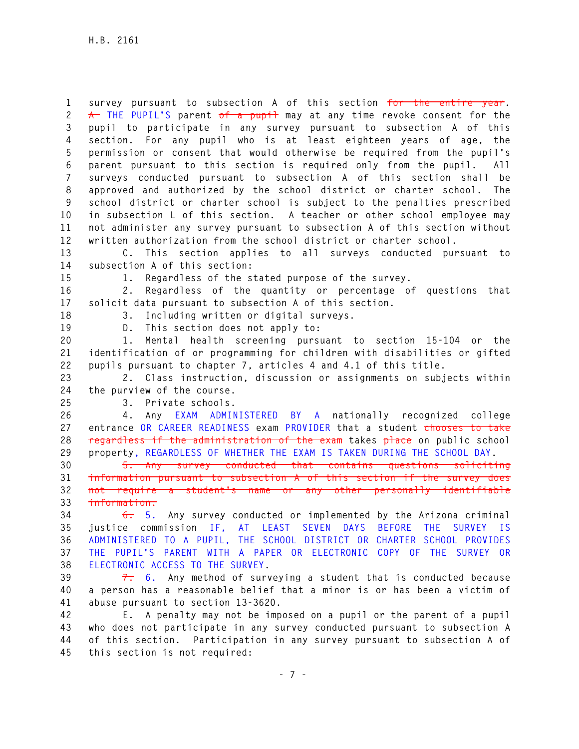survey pursuant to subsection A of this section ~~for the entire year~~. ~~A~~ THE PUPIL'S parent ~~of a pupil~~ may at any time revoke consent for the pupil to participate in any survey pursuant to subsection A of this section. For any pupil who is at least eighteen years of age, the permission or consent that would otherwise be required from the pupil's parent pursuant to this section is required only from the pupil. All surveys conducted pursuant to subsection A of this section shall be approved and authorized by the school district or charter school. The school district or charter school is subject to the penalties prescribed in subsection L of this section. A teacher or other school employee may not administer any survey pursuant to subsection A of this section without written authorization from the school district or charter school.

C. This section applies to all surveys conducted pursuant to subsection A of this section:

1. Regardless of the stated purpose of the survey.

2. Regardless of the quantity or percentage of questions that solicit data pursuant to subsection A of this section.

3. Including written or digital surveys.

D. This section does not apply to:

1. Mental health screening pursuant to section 15-104 or the identification of or programming for children with disabilities or gifted pupils pursuant to chapter 7, articles 4 and 4.1 of this title.

2. Class instruction, discussion or assignments on subjects within the purview of the course.

3. Private schools.

4. Any EXAM ADMINISTERED BY A nationally recognized college entrance OR CAREER READINESS exam PROVIDER that a student ~~chooses to take regardless if the administration of the exam~~ takes ~~place~~ on public school property, REGARDLESS OF WHETHER THE EXAM IS TAKEN DURING THE SCHOOL DAY.

~~5. Any survey conducted that contains questions soliciting information pursuant to subsection A of this section if the survey does not require a student's name or any other personally identifiable information.~~

~~6.~~ 5. Any survey conducted or implemented by the Arizona criminal justice commission IF, AT LEAST SEVEN DAYS BEFORE THE SURVEY IS ADMINISTERED TO A PUPIL, THE SCHOOL DISTRICT OR CHARTER SCHOOL PROVIDES THE PUPIL'S PARENT WITH A PAPER OR ELECTRONIC COPY OF THE SURVEY OR ELECTRONIC ACCESS TO THE SURVEY.

~~7.~~ 6. Any method of surveying a student that is conducted because a person has a reasonable belief that a minor is or has been a victim of abuse pursuant to section 13-3620.

E. A penalty may not be imposed on a pupil or the parent of a pupil who does not participate in any survey conducted pursuant to subsection A of this section. Participation in any survey pursuant to subsection A of this section is not required: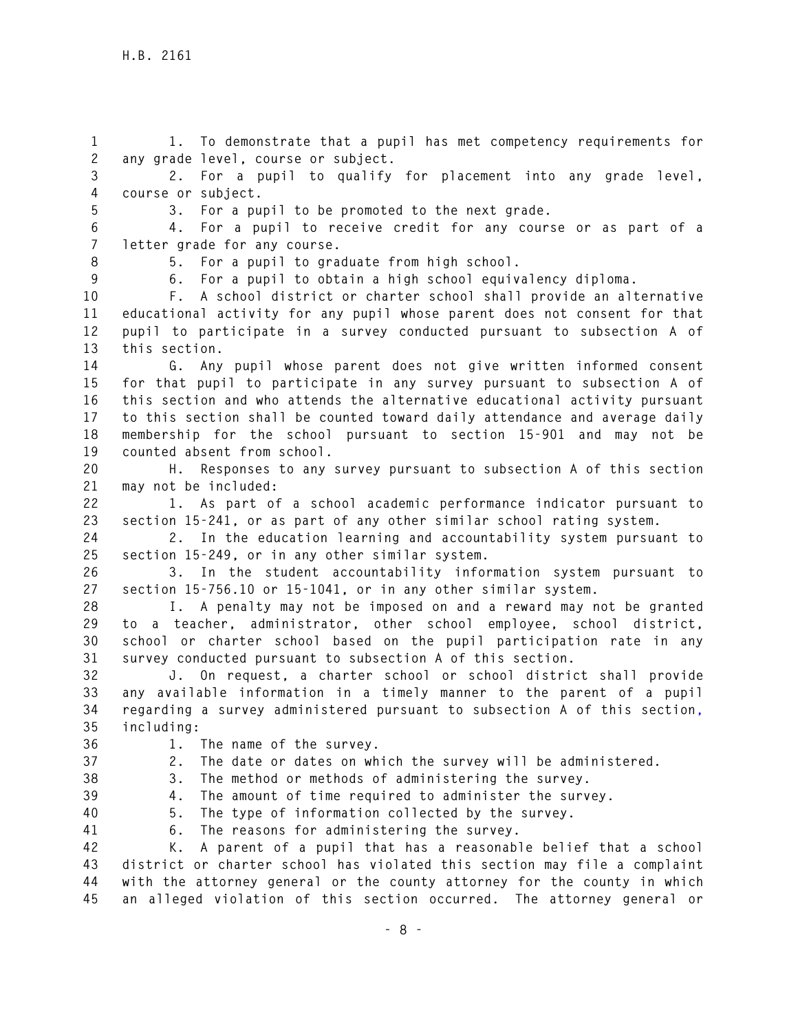1. To demonstrate that a pupil has met competency requirements for any grade level, course or subject.

2. For a pupil to qualify for placement into any grade level, course or subject.

3. For a pupil to be promoted to the next grade.

4. For a pupil to receive credit for any course or as part of a letter grade for any course.

5. For a pupil to graduate from high school.

6. For a pupil to obtain a high school equivalency diploma.

F. A school district or charter school shall provide an alternative educational activity for any pupil whose parent does not consent for that pupil to participate in a survey conducted pursuant to subsection A of this section.

G. Any pupil whose parent does not give written informed consent for that pupil to participate in any survey pursuant to subsection A of this section and who attends the alternative educational activity pursuant to this section shall be counted toward daily attendance and average daily membership for the school pursuant to section 15-901 and may not be counted absent from school.

H. Responses to any survey pursuant to subsection A of this section may not be included:

1. As part of a school academic performance indicator pursuant to section 15-241, or as part of any other similar school rating system.

2. In the education learning and accountability system pursuant to section 15-249, or in any other similar system.

3. In the student accountability information system pursuant to section 15-756.10 or 15-1041, or in any other similar system.

I. A penalty may not be imposed on and a reward may not be granted to a teacher, administrator, other school employee, school district, school or charter school based on the pupil participation rate in any survey conducted pursuant to subsection A of this section.

J. On request, a charter school or school district shall provide any available information in a timely manner to the parent of a pupil regarding a survey administered pursuant to subsection A of this section, including:

1. The name of the survey.

2. The date or dates on which the survey will be administered.

3. The method or methods of administering the survey.

4. The amount of time required to administer the survey.

5. The type of information collected by the survey.

6. The reasons for administering the survey.

K. A parent of a pupil that has a reasonable belief that a school district or charter school has violated this section may file a complaint with the attorney general or the county attorney for the county in which an alleged violation of this section occurred. The attorney general or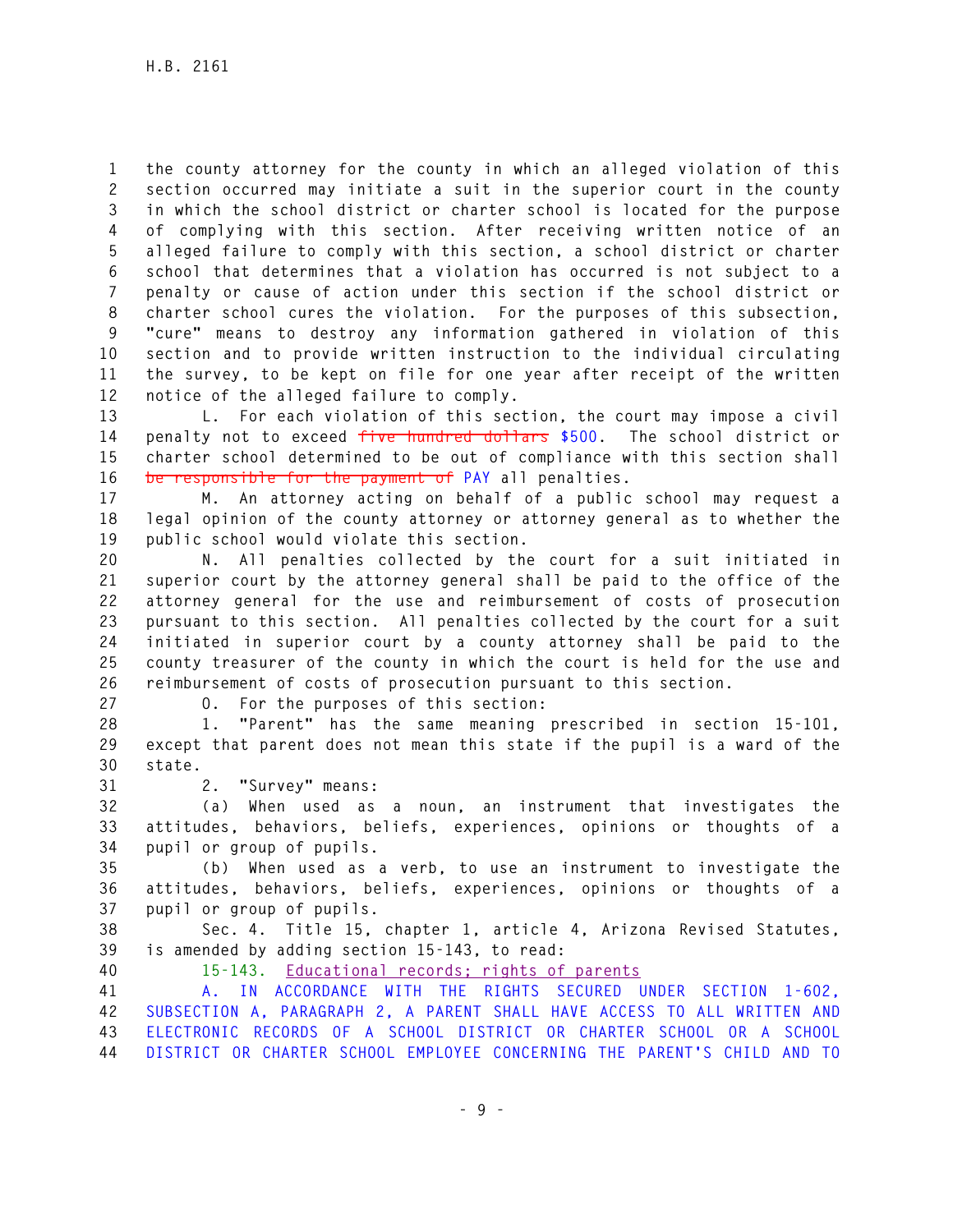the county attorney for the county in which an alleged violation of this section occurred may initiate a suit in the superior court in the county in which the school district or charter school is located for the purpose of complying with this section. After receiving written notice of an alleged failure to comply with this section, a school district or charter school that determines that a violation has occurred is not subject to a penalty or cause of action under this section if the school district or charter school cures the violation. For the purposes of this subsection, "cure" means to destroy any information gathered in violation of this section and to provide written instruction to the individual circulating the survey, to be kept on file for one year after receipt of the written notice of the alleged failure to comply.

L. For each violation of this section, the court may impose a civil penalty not to exceed ~~five hundred dollars~~ $500. The school district or charter school determined to be out of compliance with this section shall ~~be responsible for the payment of~~ PAY all penalties.

M. An attorney acting on behalf of a public school may request a legal opinion of the county attorney or attorney general as to whether the public school would violate this section.

N. All penalties collected by the court for a suit initiated in superior court by the attorney general shall be paid to the office of the attorney general for the use and reimbursement of costs of prosecution pursuant to this section. All penalties collected by the court for a suit initiated in superior court by a county attorney shall be paid to the county treasurer of the county in which the court is held for the use and reimbursement of costs of prosecution pursuant to this section.

O. For the purposes of this section:

1. "Parent" has the same meaning prescribed in section 15-101, except that parent does not mean this state if the pupil is a ward of the state.

2. "Survey" means:

(a) When used as a noun, an instrument that investigates the attitudes, behaviors, beliefs, experiences, opinions or thoughts of a pupil or group of pupils.

(b) When used as a verb, to use an instrument to investigate the attitudes, behaviors, beliefs, experiences, opinions or thoughts of a pupil or group of pupils.

Sec. 4. Title 15, chapter 1, article 4, Arizona Revised Statutes, is amended by adding section 15-143, to read:

15-143. Educational records; rights of parents

A. IN ACCORDANCE WITH THE RIGHTS SECURED UNDER SECTION 1-602, SUBSECTION A, PARAGRAPH 2, A PARENT SHALL HAVE ACCESS TO ALL WRITTEN AND ELECTRONIC RECORDS OF A SCHOOL DISTRICT OR CHARTER SCHOOL OR A SCHOOL DISTRICT OR CHARTER SCHOOL EMPLOYEE CONCERNING THE PARENT'S CHILD AND TO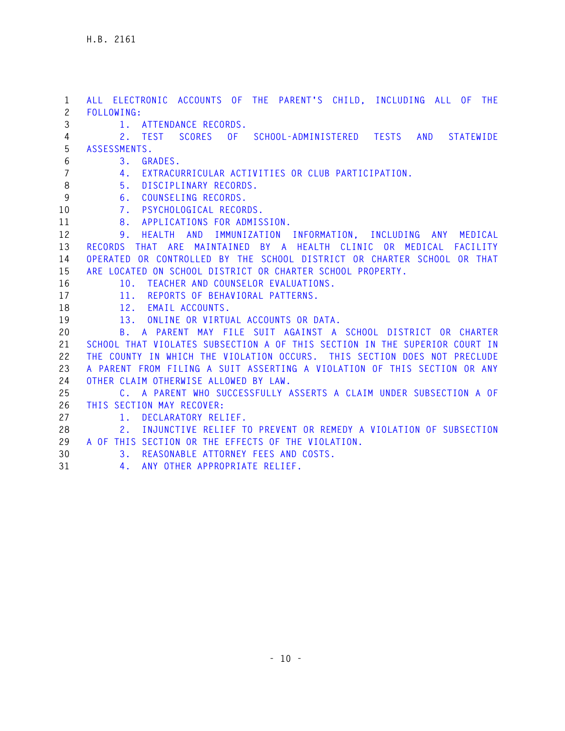ALL ELECTRONIC ACCOUNTS OF THE PARENT'S CHILD, INCLUDING ALL OF THE FOLLOWING:

1. ATTENDANCE RECORDS.
2. TEST SCORES OF SCHOOL-ADMINISTERED TESTS AND STATEWIDE ASSESSMENTS.
3. GRADES.
4. EXTRACURRICULAR ACTIVITIES OR CLUB PARTICIPATION.
5. DISCIPLINARY RECORDS.
6. COUNSELING RECORDS.
7. PSYCHOLOGICAL RECORDS.
8. APPLICATIONS FOR ADMISSION.
9. HEALTH AND IMMUNIZATION INFORMATION, INCLUDING ANY MEDICAL RECORDS THAT ARE MAINTAINED BY A HEALTH CLINIC OR MEDICAL FACILITY OPERATED OR CONTROLLED BY THE SCHOOL DISTRICT OR CHARTER SCHOOL OR THAT ARE LOCATED ON SCHOOL DISTRICT OR CHARTER SCHOOL PROPERTY.
10. TEACHER AND COUNSELOR EVALUATIONS.
11. REPORTS OF BEHAVIORAL PATTERNS.
12. EMAIL ACCOUNTS.
13. ONLINE OR VIRTUAL ACCOUNTS OR DATA.

B. A PARENT MAY FILE SUIT AGAINST A SCHOOL DISTRICT OR CHARTER SCHOOL THAT VIOLATES SUBSECTION A OF THIS SECTION IN THE SUPERIOR COURT IN THE COUNTY IN WHICH THE VIOLATION OCCURS. THIS SECTION DOES NOT PRECLUDE A PARENT FROM FILING A SUIT ASSERTING A VIOLATION OF THIS SECTION OR ANY OTHER CLAIM OTHERWISE ALLOWED BY LAW.

C. A PARENT WHO SUCCESSFULLY ASSERTS A CLAIM UNDER SUBSECTION A OF THIS SECTION MAY RECOVER:

1. DECLARATORY RELIEF.
2. INJUNCTIVE RELIEF TO PREVENT OR REMEDY A VIOLATION OF SUBSECTION A OF THIS SECTION OR THE EFFECTS OF THE VIOLATION.
3. REASONABLE ATTORNEY FEES AND COSTS.
4. ANY OTHER APPROPRIATE RELIEF.